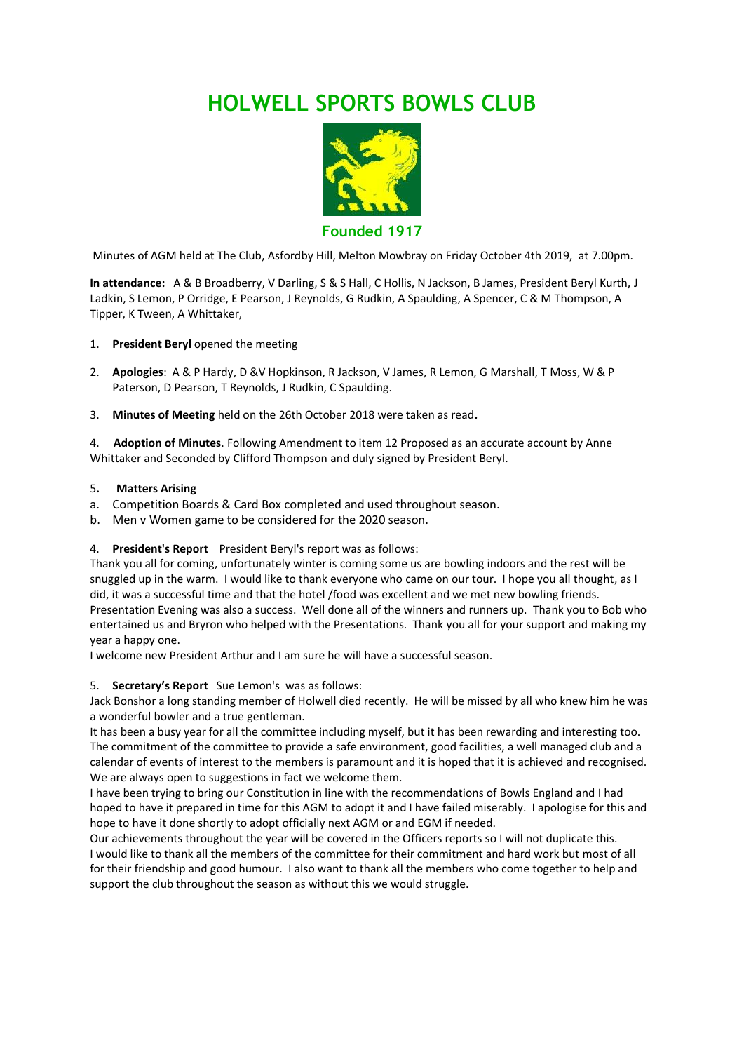# HOLWELL SPORTS BOWLS CLUB

**Founded 1917**

Minutes of AGM held at The Club, Asfordby Hill, Melton Mowbray on Friday October 4th 2019, at 7.00pm.

**In attendance:** A & B Broadberry, V Darling, S & S Hall, C Hollis, N Jackson, B James, President Beryl Kurth, J Ladkin, S Lemon, P Orridge, E Pearson, J Reynolds, G Rudkin, A Spaulding, A Spencer, C & M Thompson, A Tipper, K Tween, A Whittaker,

1. **President Beryl** opened the meeting

2. **Apologies**: A & P Hardy, D &V Hopkinson, R Jackson, V James, R Lemon, G Marshall, T Moss, W & P Paterson, D Pearson, T Reynolds, J Rudkin, C Spaulding.

3. **Minutes of Meeting** held on the 26th October 2018 were taken as read**.**

4. **Adoption of Minutes**. Following Amendment to item 12 Proposed as an accurate account by Anne Whittaker and Seconded by Clifford Thompson and duly signed by President Beryl.

5. **Matters Arising**

a. Competition Boards & Card Box completed and used throughout season.

b. Men v Women game to be considered for the 2020 season.

4. **President's Report** President Beryl's report was as follows:

Thank you all for coming, unfortunately winter is coming some us are bowling indoors and the rest will be snuggled up in the warm. I would like to thank everyone who came on our tour. I hope you all thought, as I did, it was a successful time and that the hotel /food was excellent and we met new bowling friends. Presentation Evening was also a success. Well done all of the winners and runners up. Thank you to Bob who entertained us and Bryron who helped with the Presentations. Thank you all for your support and making my year a happy one.

I welcome new President Arthur and I am sure he will have a successful season.

5. **Secretary's Report** Sue Lemon's was as follows:

Jack Bonshor a long standing member of Holwell died recently. He will be missed by all who knew him he was a wonderful bowler and a true gentleman.

It has been a busy year for all the committee including myself, but it has been rewarding and interesting too. The commitment of the committee to provide a safe environment, good facilities, a well managed club and a calendar of events of interest to the members is paramount and it is hoped that it is achieved and recognised. We are always open to suggestions in fact we welcome them.

I have been trying to bring our Constitution in line with the recommendations of Bowls England and I had hoped to have it prepared in time for this AGM to adopt it and I have failed miserably. I apologise for this and hope to have it done shortly to adopt officially next AGM or and EGM if needed.

Our achievements throughout the year will be covered in the Officers reports so I will not duplicate this.

I would like to thank all the members of the committee for their commitment and hard work but most of all for their friendship and good humour. I also want to thank all the members who come together to help and support the club throughout the season as without this we would struggle.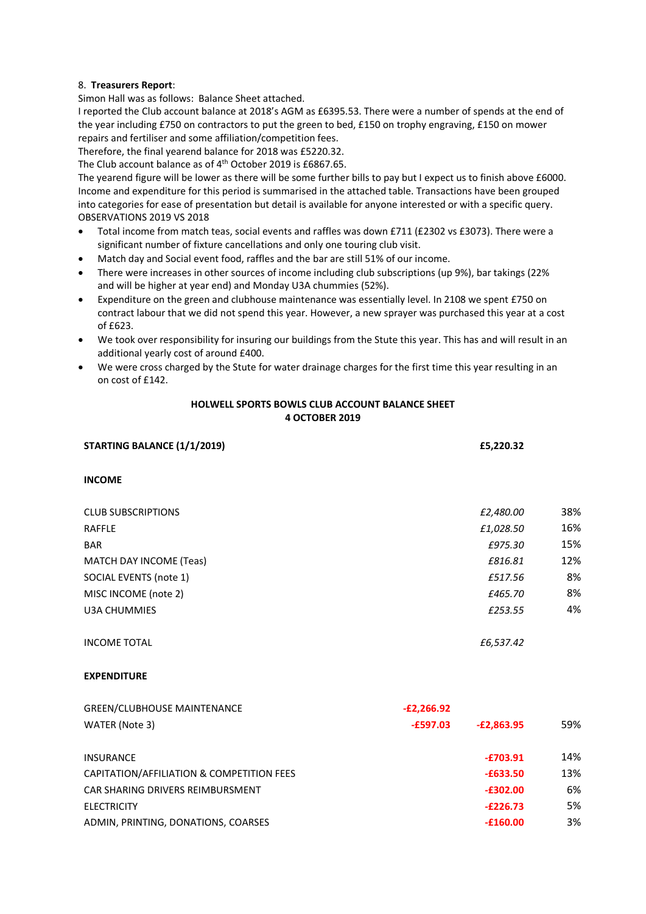8. **Treasurers Report**:

Simon Hall was as follows: Balance Sheet attached.

I reported the Club account balance at 2018's AGM as £6395.53. There were a number of spends at the end of the year including £750 on contractors to put the green to bed, £150 on trophy engraving, £150 on mower repairs and fertiliser and some affiliation/competition fees.

Therefore, the final yearend balance for 2018 was £5220.32.

The Club account balance as of 4th October 2019 is £6867.65.

The yearend figure will be lower as there will be some further bills to pay but I expect us to finish above £6000. Income and expenditure for this period is summarised in the attached table. Transactions have been grouped into categories for ease of presentation but detail is available for anyone interested or with a specific query.

OBSERVATIONS 2019 VS 2018

- Total income from match teas, social events and raffles was down £711 (£2302 vs £3073). There were a significant number of fixture cancellations and only one touring club visit.
- Match day and Social event food, raffles and the bar are still 51% of our income.
- There were increases in other sources of income including club subscriptions (up 9%), bar takings (22% and will be higher at year end) and Monday U3A chummies (52%).
- Expenditure on the green and clubhouse maintenance was essentially level. In 2108 we spent £750 on contract labour that we did not spend this year. However, a new sprayer was purchased this year at a cost of £623.
- We took over responsibility for insuring our buildings from the Stute this year. This has and will result in an additional yearly cost of around £400.
- We were cross charged by the Stute for water drainage charges for the first time this year resulting in an on cost of £142.

**HOLWELL SPORTS BOWLS CLUB ACCOUNT BALANCE SHEET**
**4 OCTOBER 2019**

| | | | |
|---|---|---|---|
| **STARTING BALANCE (1/1/2019)** | | **£5,220.32** | |
| **INCOME** | | | |
| CLUB SUBSCRIPTIONS | | *£2,480.00* | 38% |
| RAFFLE | | *£1,028.50* | 16% |
| BAR | | *£975.30* | 15% |
| MATCH DAY INCOME (Teas) | | *£816.81* | 12% |
| SOCIAL EVENTS (note 1) | | *£517.56* | 8% |
| MISC INCOME (note 2) | | *£465.70* | 8% |
| U3A CHUMMIES | | *£253.55* | 4% |
| INCOME TOTAL | | *£6,537.42* | |
| **EXPENDITURE** | | | |
| GREEN/CLUBHOUSE MAINTENANCE | **-£2,266.92** | | |
| WATER (Note 3) | **-£597.03** | **-£2,863.95** | 59% |
| INSURANCE | | **-£703.91** | 14% |
| CAPITATION/AFFILIATION & COMPETITION FEES | | **-£633.50** | 13% |
| CAR SHARING DRIVERS REIMBURSMENT | | **-£302.00** | 6% |
| ELECTRICITY | | **-£226.73** | 5% |
| ADMIN, PRINTING, DONATIONS, COARSES | | **-£160.00** | 3% |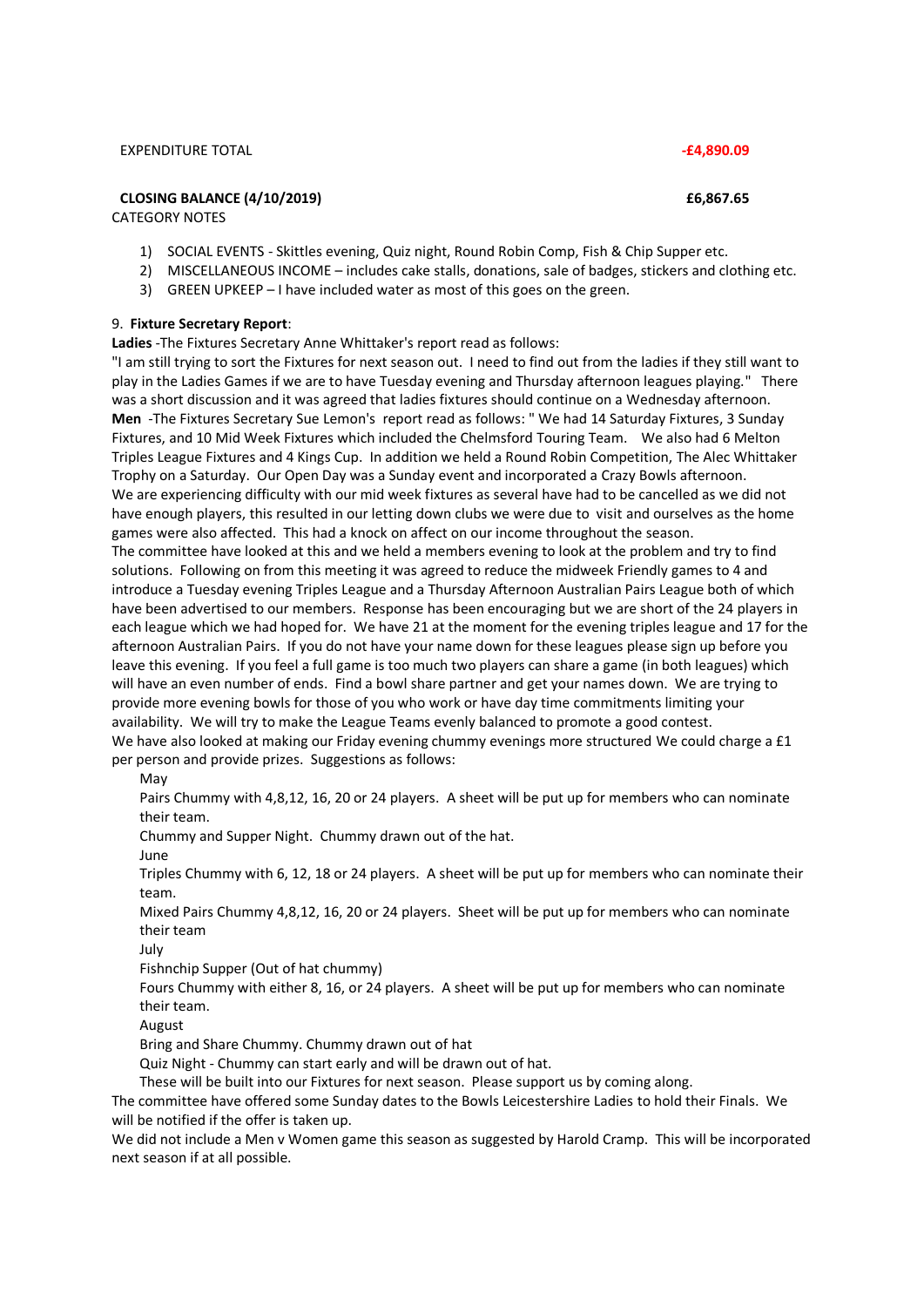| | |
|---|---|
| EXPENDITURE TOTAL | -£4,890.09 |
| **CLOSING BALANCE (4/10/2019)** | **£6,867.65** |

CATEGORY NOTES

1) SOCIAL EVENTS - Skittles evening, Quiz night, Round Robin Comp, Fish & Chip Supper etc.
2) MISCELLANEOUS INCOME – includes cake stalls, donations, sale of badges, stickers and clothing etc.
3) GREEN UPKEEP – I have included water as most of this goes on the green.

9. **Fixture Secretary Report**:

**Ladies** -The Fixtures Secretary Anne Whittaker's report read as follows:

"I am still trying to sort the Fixtures for next season out. I need to find out from the ladies if they still want to play in the Ladies Games if we are to have Tuesday evening and Thursday afternoon leagues playing." There was a short discussion and it was agreed that ladies fixtures should continue on a Wednesday afternoon.

**Men** -The Fixtures Secretary Sue Lemon's report read as follows: " We had 14 Saturday Fixtures, 3 Sunday Fixtures, and 10 Mid Week Fixtures which included the Chelmsford Touring Team. We also had 6 Melton Triples League Fixtures and 4 Kings Cup. In addition we held a Round Robin Competition, The Alec Whittaker Trophy on a Saturday. Our Open Day was a Sunday event and incorporated a Crazy Bowls afternoon.

We are experiencing difficulty with our mid week fixtures as several have had to be cancelled as we did not have enough players, this resulted in our letting down clubs we were due to visit and ourselves as the home games were also affected. This had a knock on affect on our income throughout the season.

The committee have looked at this and we held a members evening to look at the problem and try to find solutions. Following on from this meeting it was agreed to reduce the midweek Friendly games to 4 and introduce a Tuesday evening Triples League and a Thursday Afternoon Australian Pairs League both of which have been advertised to our members. Response has been encouraging but we are short of the 24 players in each league which we had hoped for. We have 21 at the moment for the evening triples league and 17 for the afternoon Australian Pairs. If you do not have your name down for these leagues please sign up before you leave this evening. If you feel a full game is too much two players can share a game (in both leagues) which will have an even number of ends. Find a bowl share partner and get your names down. We are trying to provide more evening bowls for those of you who work or have day time commitments limiting your availability. We will try to make the League Teams evenly balanced to promote a good contest.

We have also looked at making our Friday evening chummy evenings more structured We could charge a £1 per person and provide prizes. Suggestions as follows:

May

Pairs Chummy with 4,8,12, 16, 20 or 24 players. A sheet will be put up for members who can nominate their team.

Chummy and Supper Night. Chummy drawn out of the hat.

June

Triples Chummy with 6, 12, 18 or 24 players. A sheet will be put up for members who can nominate their team.

Mixed Pairs Chummy 4,8,12, 16, 20 or 24 players. Sheet will be put up for members who can nominate their team

July

Fishnchip Supper (Out of hat chummy)

Fours Chummy with either 8, 16, or 24 players. A sheet will be put up for members who can nominate their team.

August

Bring and Share Chummy. Chummy drawn out of hat

Quiz Night - Chummy can start early and will be drawn out of hat.

These will be built into our Fixtures for next season. Please support us by coming along.

The committee have offered some Sunday dates to the Bowls Leicestershire Ladies to hold their Finals. We will be notified if the offer is taken up.

We did not include a Men v Women game this season as suggested by Harold Cramp. This will be incorporated next season if at all possible.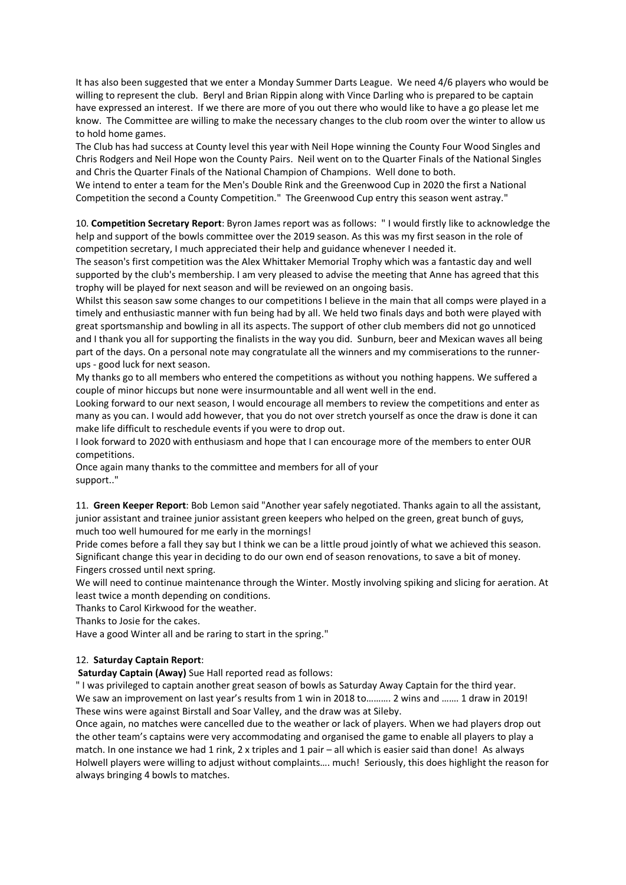It has also been suggested that we enter a Monday Summer Darts League. We need 4/6 players who would be willing to represent the club. Beryl and Brian Rippin along with Vince Darling who is prepared to be captain have expressed an interest. If we there are more of you out there who would like to have a go please let me know. The Committee are willing to make the necessary changes to the club room over the winter to allow us to hold home games.

The Club has had success at County level this year with Neil Hope winning the County Four Wood Singles and Chris Rodgers and Neil Hope won the County Pairs. Neil went on to the Quarter Finals of the National Singles and Chris the Quarter Finals of the National Champion of Champions. Well done to both.

We intend to enter a team for the Men's Double Rink and the Greenwood Cup in 2020 the first a National Competition the second a County Competition." The Greenwood Cup entry this season went astray."

10. **Competition Secretary Report**: Byron James report was as follows: " I would firstly like to acknowledge the help and support of the bowls committee over the 2019 season. As this was my first season in the role of competition secretary, I much appreciated their help and guidance whenever I needed it.

The season's first competition was the Alex Whittaker Memorial Trophy which was a fantastic day and well supported by the club's membership. I am very pleased to advise the meeting that Anne has agreed that this trophy will be played for next season and will be reviewed on an ongoing basis.

Whilst this season saw some changes to our competitions I believe in the main that all comps were played in a timely and enthusiastic manner with fun being had by all. We held two finals days and both were played with great sportsmanship and bowling in all its aspects. The support of other club members did not go unnoticed and I thank you all for supporting the finalists in the way you did. Sunburn, beer and Mexican waves all being part of the days. On a personal note may congratulate all the winners and my commiserations to the runner-ups - good luck for next season.

My thanks go to all members who entered the competitions as without you nothing happens. We suffered a couple of minor hiccups but none were insurmountable and all went well in the end.

Looking forward to our next season, I would encourage all members to review the competitions and enter as many as you can. I would add however, that you do not over stretch yourself as once the draw is done it can make life difficult to reschedule events if you were to drop out.

I look forward to 2020 with enthusiasm and hope that I can encourage more of the members to enter OUR competitions.

Once again many thanks to the committee and members for all of your support.."

11. **Green Keeper Report**: Bob Lemon said "Another year safely negotiated. Thanks again to all the assistant, junior assistant and trainee junior assistant green keepers who helped on the green, great bunch of guys, much too well humoured for me early in the mornings!

Pride comes before a fall they say but I think we can be a little proud jointly of what we achieved this season. Significant change this year in deciding to do our own end of season renovations, to save a bit of money. Fingers crossed until next spring.

We will need to continue maintenance through the Winter. Mostly involving spiking and slicing for aeration. At least twice a month depending on conditions.

Thanks to Carol Kirkwood for the weather.

Thanks to Josie for the cakes.

Have a good Winter all and be raring to start in the spring."

12. **Saturday Captain Report**:

**Saturday Captain (Away)** Sue Hall reported read as follows:

" I was privileged to captain another great season of bowls as Saturday Away Captain for the third year. We saw an improvement on last year's results from 1 win in 2018 to………. 2 wins and ……. 1 draw in 2019! These wins were against Birstall and Soar Valley, and the draw was at Sileby.

Once again, no matches were cancelled due to the weather or lack of players. When we had players drop out the other team's captains were very accommodating and organised the game to enable all players to play a match. In one instance we had 1 rink, 2 x triples and 1 pair – all which is easier said than done! As always Holwell players were willing to adjust without complaints…. much! Seriously, this does highlight the reason for always bringing 4 bowls to matches.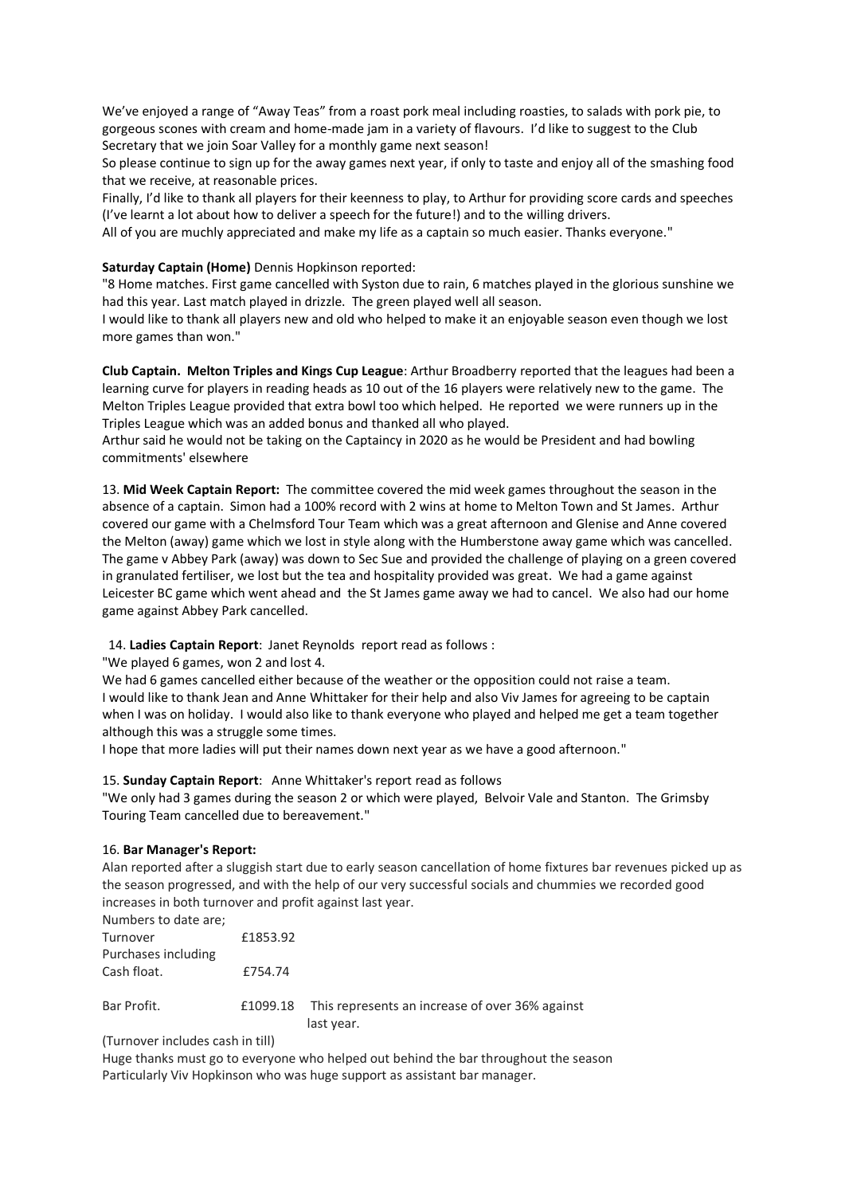We've enjoyed a range of "Away Teas" from a roast pork meal including roasties, to salads with pork pie, to gorgeous scones with cream and home-made jam in a variety of flavours. I'd like to suggest to the Club Secretary that we join Soar Valley for a monthly game next season!

So please continue to sign up for the away games next year, if only to taste and enjoy all of the smashing food that we receive, at reasonable prices.

Finally, I'd like to thank all players for their keenness to play, to Arthur for providing score cards and speeches (I've learnt a lot about how to deliver a speech for the future!) and to the willing drivers.

All of you are muchly appreciated and make my life as a captain so much easier. Thanks everyone."

**Saturday Captain (Home)** Dennis Hopkinson reported:

"8 Home matches. First game cancelled with Syston due to rain, 6 matches played in the glorious sunshine we had this year. Last match played in drizzle. The green played well all season.

I would like to thank all players new and old who helped to make it an enjoyable season even though we lost more games than won."

**Club Captain. Melton Triples and Kings Cup League**: Arthur Broadberry reported that the leagues had been a learning curve for players in reading heads as 10 out of the 16 players were relatively new to the game. The Melton Triples League provided that extra bowl too which helped. He reported we were runners up in the Triples League which was an added bonus and thanked all who played.

Arthur said he would not be taking on the Captaincy in 2020 as he would be President and had bowling commitments' elsewhere

13. **Mid Week Captain Report:** The committee covered the mid week games throughout the season in the absence of a captain. Simon had a 100% record with 2 wins at home to Melton Town and St James. Arthur covered our game with a Chelmsford Tour Team which was a great afternoon and Glenise and Anne covered the Melton (away) game which we lost in style along with the Humberstone away game which was cancelled. The game v Abbey Park (away) was down to Sec Sue and provided the challenge of playing on a green covered in granulated fertiliser, we lost but the tea and hospitality provided was great. We had a game against Leicester BC game which went ahead and the St James game away we had to cancel. We also had our home game against Abbey Park cancelled.

14. **Ladies Captain Report**: Janet Reynolds report read as follows :

"We played 6 games, won 2 and lost 4.

We had 6 games cancelled either because of the weather or the opposition could not raise a team.

I would like to thank Jean and Anne Whittaker for their help and also Viv James for agreeing to be captain when I was on holiday. I would also like to thank everyone who played and helped me get a team together although this was a struggle some times.

I hope that more ladies will put their names down next year as we have a good afternoon."

15. **Sunday Captain Report**: Anne Whittaker's report read as follows

"We only had 3 games during the season 2 or which were played, Belvoir Vale and Stanton. The Grimsby Touring Team cancelled due to bereavement."

16. **Bar Manager's Report:**

Alan reported after a sluggish start due to early season cancellation of home fixtures bar revenues picked up as the season progressed, and with the help of our very successful socials and chummies we recorded good increases in both turnover and profit against last year.

Numbers to date are;

| | | |
|---|---|---|
| Turnover | £1853.92 | |
| Purchases including Cash float. | £754.74 | |
| Bar Profit. | £1099.18 | This represents an increase of over 36% against last year. |

(Turnover includes cash in till)

Huge thanks must go to everyone who helped out behind the bar throughout the season

Particularly Viv Hopkinson who was huge support as assistant bar manager.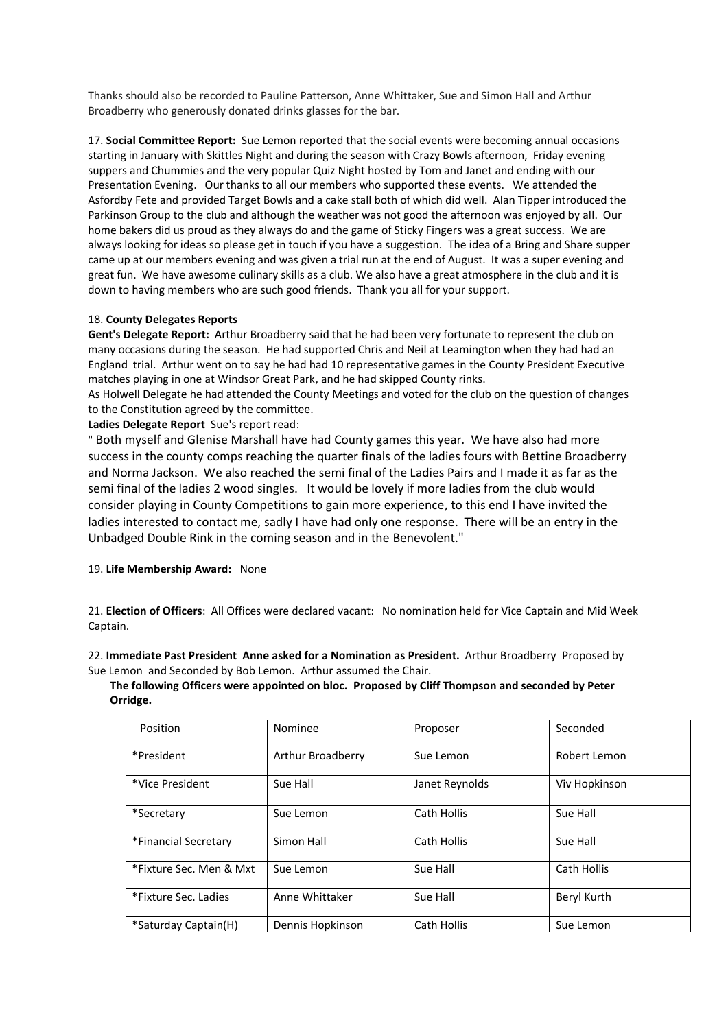Thanks should also be recorded to Pauline Patterson, Anne Whittaker, Sue and Simon Hall and Arthur Broadberry who generously donated drinks glasses for the bar.

17. **Social Committee Report:** Sue Lemon reported that the social events were becoming annual occasions starting in January with Skittles Night and during the season with Crazy Bowls afternoon, Friday evening suppers and Chummies and the very popular Quiz Night hosted by Tom and Janet and ending with our Presentation Evening. Our thanks to all our members who supported these events. We attended the Asfordby Fete and provided Target Bowls and a cake stall both of which did well. Alan Tipper introduced the Parkinson Group to the club and although the weather was not good the afternoon was enjoyed by all. Our home bakers did us proud as they always do and the game of Sticky Fingers was a great success. We are always looking for ideas so please get in touch if you have a suggestion. The idea of a Bring and Share supper came up at our members evening and was given a trial run at the end of August. It was a super evening and great fun. We have awesome culinary skills as a club. We also have a great atmosphere in the club and it is down to having members who are such good friends. Thank you all for your support.

18. **County Delegates Reports**

**Gent's Delegate Report:** Arthur Broadberry said that he had been very fortunate to represent the club on many occasions during the season. He had supported Chris and Neil at Leamington when they had had an England trial. Arthur went on to say he had had 10 representative games in the County President Executive matches playing in one at Windsor Great Park, and he had skipped County rinks.

As Holwell Delegate he had attended the County Meetings and voted for the club on the question of changes to the Constitution agreed by the committee.

**Ladies Delegate Report** Sue's report read:

" Both myself and Glenise Marshall have had County games this year. We have also had more success in the county comps reaching the quarter finals of the ladies fours with Bettine Broadberry and Norma Jackson. We also reached the semi final of the Ladies Pairs and I made it as far as the semi final of the ladies 2 wood singles. It would be lovely if more ladies from the club would consider playing in County Competitions to gain more experience, to this end I have invited the ladies interested to contact me, sadly I have had only one response. There will be an entry in the Unbadged Double Rink in the coming season and in the Benevolent."

19. **Life Membership Award:** None

21. **Election of Officers**: All Offices were declared vacant: No nomination held for Vice Captain and Mid Week Captain.

22. **Immediate Past President Anne asked for a Nomination as President.** Arthur Broadberry Proposed by Sue Lemon and Seconded by Bob Lemon. Arthur assumed the Chair.

**The following Officers were appointed on bloc. Proposed by Cliff Thompson and seconded by Peter Orridge.**

| Position | Nominee | Proposer | Seconded |
|---|---|---|---|
| *President | Arthur Broadberry | Sue Lemon | Robert Lemon |
| *Vice President | Sue Hall | Janet Reynolds | Viv Hopkinson |
| *Secretary | Sue Lemon | Cath Hollis | Sue Hall |
| *Financial Secretary | Simon Hall | Cath Hollis | Sue Hall |
| *Fixture Sec. Men & Mxt | Sue Lemon | Sue Hall | Cath Hollis |
| *Fixture Sec. Ladies | Anne Whittaker | Sue Hall | Beryl Kurth |
| *Saturday Captain(H) | Dennis Hopkinson | Cath Hollis | Sue Lemon |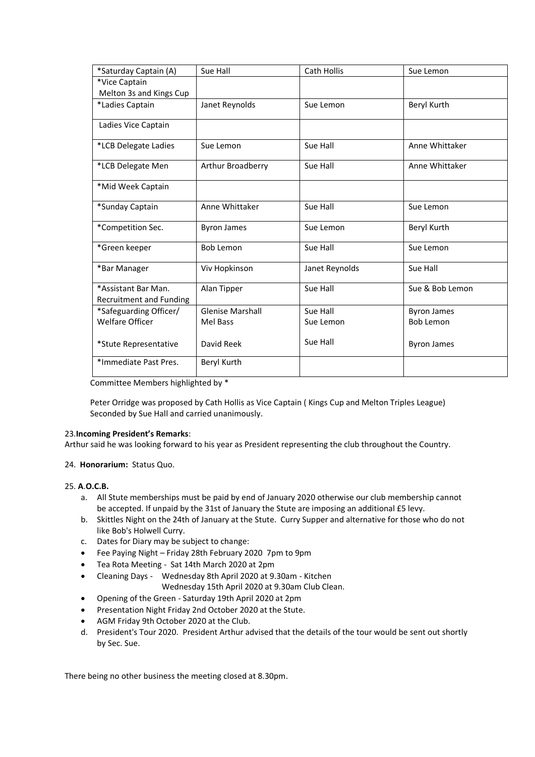| | | | |
|---|---|---|---|
| *Saturday Captain (A) | Sue Hall | Cath Hollis | Sue Lemon |
| *Vice Captain<br>Melton 3s and Kings Cup | | | |
| *Ladies Captain | Janet Reynolds | Sue Lemon | Beryl Kurth |
| Ladies Vice Captain | | | |
| *LCB Delegate Ladies | Sue Lemon | Sue Hall | Anne Whittaker |
| *LCB Delegate Men | Arthur Broadberry | Sue Hall | Anne Whittaker |
| *Mid Week Captain | | | |
| *Sunday Captain | Anne Whittaker | Sue Hall | Sue Lemon |
| *Competition Sec. | Byron James | Sue Lemon | Beryl Kurth |
| *Green keeper | Bob Lemon | Sue Hall | Sue Lemon |
| *Bar Manager | Viv Hopkinson | Janet Reynolds | Sue Hall |
| *Assistant Bar Man.<br>Recruitment and Funding | Alan Tipper | Sue Hall | Sue & Bob Lemon |
| *Safeguarding Officer/<br>Welfare Officer<br><br>*Stute Representative | Glenise Marshall<br>Mel Bass<br><br>David Reek | Sue Hall<br>Sue Lemon<br><br>Sue Hall | Byron James<br>Bob Lemon<br><br>Byron James |
| *Immediate Past Pres. | Beryl Kurth | | |

Committee Members highlighted by *

Peter Orridge was proposed by Cath Hollis as Vice Captain ( Kings Cup and Melton Triples League) Seconded by Sue Hall and carried unanimously.

23.**Incoming President's Remarks**:
Arthur said he was looking forward to his year as President representing the club throughout the Country.

24. **Honorarium:** Status Quo.

25. **A.O.C.B.**

a. All Stute memberships must be paid by end of January 2020 otherwise our club membership cannot be accepted. If unpaid by the 31st of January the Stute are imposing an additional £5 levy.
b. Skittles Night on the 24th of January at the Stute. Curry Supper and alternative for those who do not like Bob's Holwell Curry.
c. Dates for Diary may be subject to change:

- Fee Paying Night – Friday 28th February 2020 7pm to 9pm
- Tea Rota Meeting - Sat 14th March 2020 at 2pm
- Cleaning Days - Wednesday 8th April 2020 at 9.30am - Kitchen
  Wednesday 15th April 2020 at 9.30am Club Clean.
- Opening of the Green - Saturday 19th April 2020 at 2pm
- Presentation Night Friday 2nd October 2020 at the Stute.
- AGM Friday 9th October 2020 at the Club.

d. President's Tour 2020. President Arthur advised that the details of the tour would be sent out shortly by Sec. Sue.

There being no other business the meeting closed at 8.30pm.